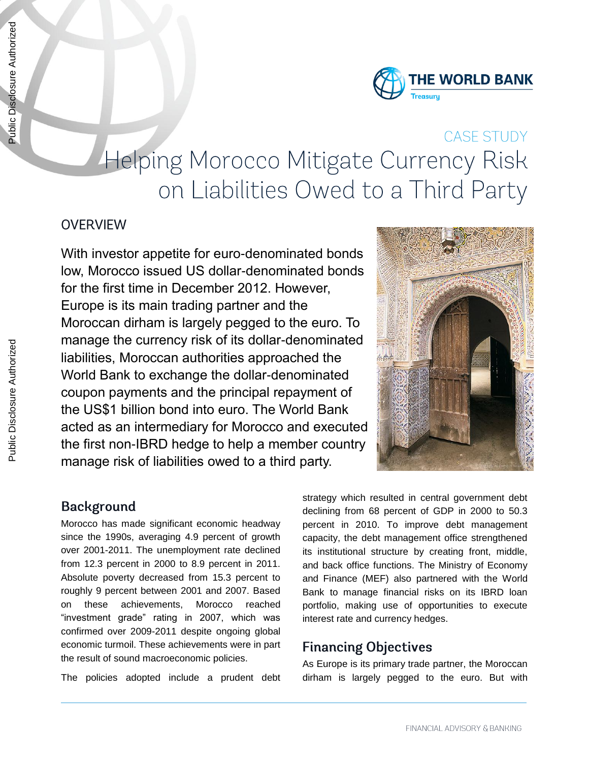CASE STUDY

# Helping Morocco Mitigate Currency Risk on Liabilities Owed to a Third Party

## OVERVIEW

With investor appetite for euro-denominated bonds low, Morocco issued US dollar-denominated bonds for the first time in December 2012. However, Europe is its main trading partner and the Moroccan dirham is largely pegged to the euro. To manage the currency risk of its dollar-denominated liabilities, Moroccan authorities approached the World Bank to exchange the dollar-denominated coupon payments and the principal repayment of the US$1 billion bond into euro. The World Bank acted as an intermediary for Morocco and executed the first non-IBRD hedge to help a member country manage risk of liabilities owed to a third party.

## Background

Morocco has made significant economic headway since the 1990s, averaging 4.9 percent of growth over 2001-2011. The unemployment rate declined from 12.3 percent in 2000 to 8.9 percent in 2011. Absolute poverty decreased from 15.3 percent to roughly 9 percent between 2001 and 2007. Based on these achievements, Morocco reached "investment grade" rating in 2007, which was confirmed over 2009-2011 despite ongoing global economic turmoil. These achievements were in part the result of sound macroeconomic policies.

The policies adopted include a prudent debt strategy which resulted in central government debt declining from 68 percent of GDP in 2000 to 50.3 percent in 2010. To improve debt management capacity, the debt management office strengthened its institutional structure by creating front, middle, and back office functions. The Ministry of Economy and Finance (MEF) also partnered with the World Bank to manage financial risks on its IBRD loan portfolio, making use of opportunities to execute interest rate and currency hedges.

## Financing Objectives

As Europe is its primary trade partner, the Moroccan dirham is largely pegged to the euro. But with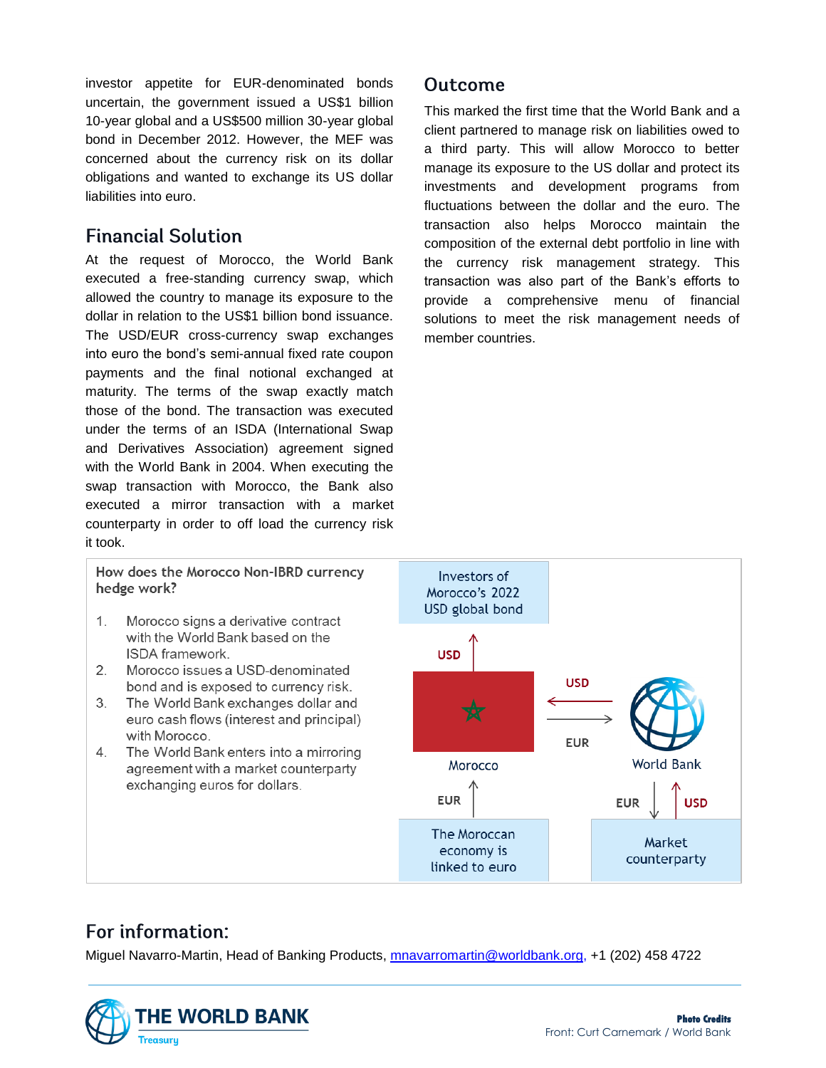investor appetite for EUR-denominated bonds uncertain, the government issued a US$1 billion 10-year global and a US$500 million 30-year global bond in December 2012. However, the MEF was concerned about the currency risk on its dollar obligations and wanted to exchange its US dollar liabilities into euro.

## Financial Solution

At the request of Morocco, the World Bank executed a free-standing currency swap, which allowed the country to manage its exposure to the dollar in relation to the US$1 billion bond issuance. The USD/EUR cross-currency swap exchanges into euro the bond's semi-annual fixed rate coupon payments and the final notional exchanged at maturity. The terms of the swap exactly match those of the bond. The transaction was executed under the terms of an ISDA (International Swap and Derivatives Association) agreement signed with the World Bank in 2004. When executing the swap transaction with Morocco, the Bank also executed a mirror transaction with a market counterparty in order to off load the currency risk it took.

## Outcome

This marked the first time that the World Bank and a client partnered to manage risk on liabilities owed to a third party. This will allow Morocco to better manage its exposure to the US dollar and protect its investments and development programs from fluctuations between the dollar and the euro. The transaction also helps Morocco maintain the composition of the external debt portfolio in line with the currency risk management strategy. This transaction was also part of the Bank's efforts to provide a comprehensive menu of financial solutions to meet the risk management needs of member countries.

**How does the Morocco Non-IBRD currency hedge work?**

1. Morocco signs a derivative contract with the World Bank based on the ISDA framework.
2. Morocco issues a USD-denominated bond and is exposed to currency risk.
3. The World Bank exchanges dollar and euro cash flows (interest and principal) with Morocco.
4. The World Bank enters into a mirroring agreement with a market counterparty exchanging euros for dollars.

Investors of Morocco's 2022 USD global bond

USD

USD

EUR

Morocco

World Bank

EUR

EUR

USD

The Moroccan economy is linked to euro

Market counterparty

## For information:

Miguel Navarro-Martin, Head of Banking Products, mnavarromartin@worldbank.org, +1 (202) 458 4722

THE WORLD BANK Treasury

**Photo Credits**
Front: Curt Carnemark / World Bank